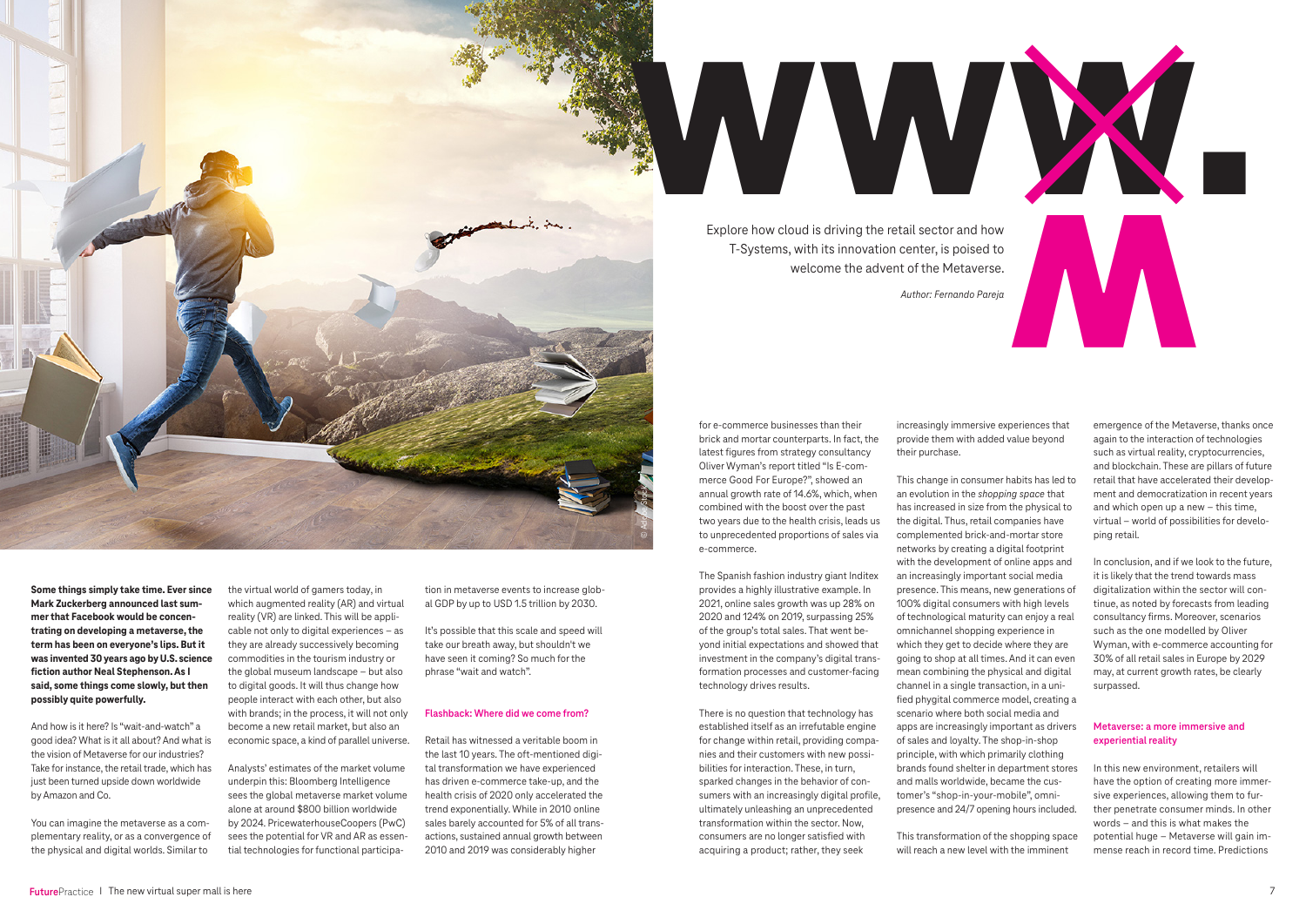# WWW. M

Explore how cloud is driving the retail sector and how T-Systems, with its innovation center, is poised to welcome the advent of the Metaverse.

*Author: Fernando Pareja*

**Some things simply take time. Ever since Mark Zuckerberg announced last summer that Facebook would be concentrating on developing a metaverse, the term has been on everyone's lips. But it was invented 30 years ago by U.S. science fiction author Neal Stephenson. As I said, some things come slowly, but then possibly quite powerfully.**

And how is it here? Is "wait-and-watch" a good idea? What is it all about? And what is the vision of Metaverse for our industries? Take for instance, the retail trade, which has just been turned upside down worldwide by Amazon and Co.

You can imagine the metaverse as a complementary reality, or as a convergence of the physical and digital worlds. Similar to the virtual world of gamers today, in which augmented reality (AR) and virtual reality (VR) are linked. This will be applicable not only to digital experiences – as they are already successively becoming commodities in the tourism industry or the global museum landscape – but also to digital goods. It will thus change how people interact with each other, but also with brands; in the process, it will not only become a new retail market, but also an economic space, a kind of parallel universe.

Analysts' estimates of the market volume underpin this: Bloomberg Intelligence sees the global metaverse market volume alone at around $800 billion worldwide by 2024. PricewaterhouseCoopers (PwC) sees the potential for VR and AR as essential technologies for functional participation in metaverse events to increase global GDP by up to USD 1.5 trillion by 2030.

It's possible that this scale and speed will take our breath away, but shouldn't we have seen it coming? So much for the phrase "wait and watch".

## Flashback: Where did we come from?

Retail has witnessed a veritable boom in the last 10 years. The oft-mentioned digital transformation we have experienced has driven e-commerce take-up, and the health crisis of 2020 only accelerated the trend exponentially. While in 2010 online sales barely accounted for 5% of all transactions, sustained annual growth between 2010 and 2019 was considerably higher for e-commerce businesses than their brick and mortar counterparts. In fact, the latest figures from strategy consultancy Oliver Wyman's report titled "Is E-commerce Good For Europe?", showed an annual growth rate of 14.6%, which, when combined with the boost over the past two years due to the health crisis, leads us to unprecedented proportions of sales via e-commerce.

The Spanish fashion industry giant Inditex provides a highly illustrative example. In 2021, online sales growth was up 28% on 2020 and 124% on 2019, surpassing 25% of the group's total sales. That went beyond initial expectations and showed that investment in the company's digital transformation processes and customer-facing technology drives results.

There is no question that technology has established itself as an irrefutable engine for change within retail, providing companies and their customers with new possibilities for interaction. These, in turn, sparked changes in the behavior of consumers with an increasingly digital profile, ultimately unleashing an unprecedented transformation within the sector. Now, consumers are no longer satisfied with acquiring a product; rather, they seek increasingly immersive experiences that provide them with added value beyond their purchase.

This change in consumer habits has led to an evolution in the *shopping space* that has increased in size from the physical to the digital. Thus, retail companies have complemented brick-and-mortar store networks by creating a digital footprint with the development of online apps and an increasingly important social media presence. This means, new generations of 100% digital consumers with high levels of technological maturity can enjoy a real omnichannel shopping experience in which they get to decide where they are going to shop at all times. And it can even mean combining the physical and digital channel in a single transaction, in a unified phygital commerce model, creating a scenario where both social media and apps are increasingly important as drivers of sales and loyalty. The shop-in-shop principle, with which primarily clothing brands found shelter in department stores and malls worldwide, became the customer's "shop-in-your-mobile", omnipresence and 24/7 opening hours included.

This transformation of the shopping space will reach a new level with the imminent emergence of the Metaverse, thanks once again to the interaction of technologies such as virtual reality, cryptocurrencies, and blockchain. These are pillars of future retail that have accelerated their development and democratization in recent years and which open up a new – this time, virtual – world of possibilities for developing retail.

In conclusion, and if we look to the future, it is likely that the trend towards mass digitalization within the sector will continue, as noted by forecasts from leading consultancy firms. Moreover, scenarios such as the one modelled by Oliver Wyman, with e-commerce accounting for 30% of all retail sales in Europe by 2029 may, at current growth rates, be clearly surpassed.

## Metaverse: a more immersive and experiential reality

In this new environment, retailers will have the option of creating more immersive experiences, allowing them to further penetrate consumer minds. In other words – and this is what makes the potential huge – Metaverse will gain immense reach in record time. Predictions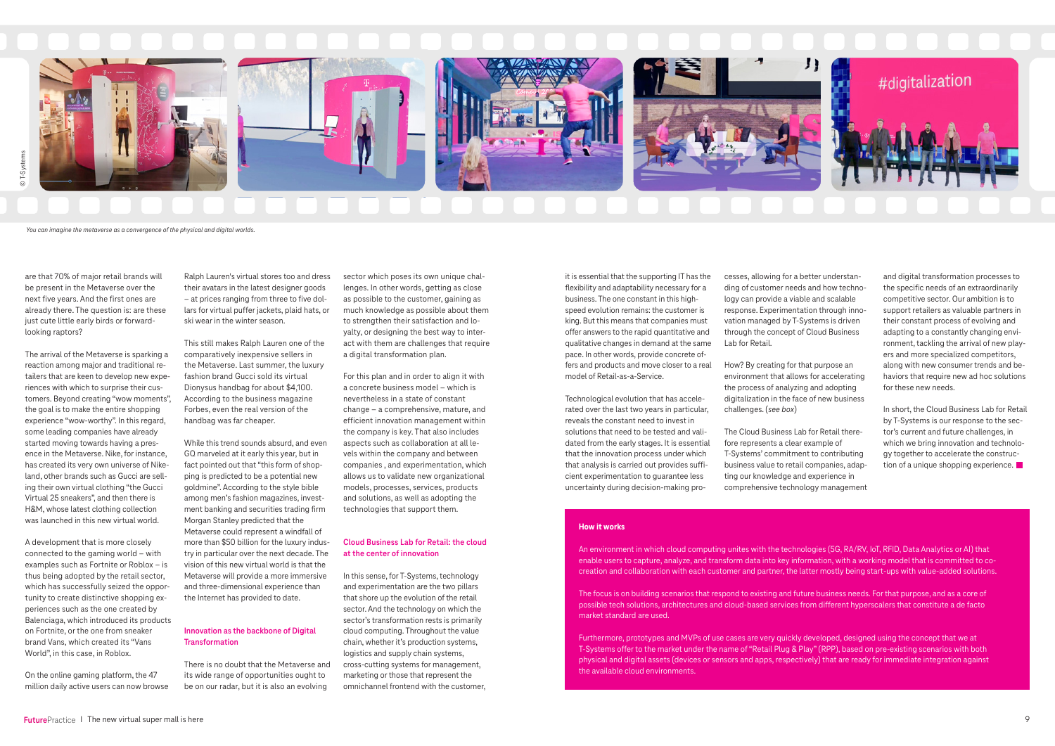© T-Systems

*You can imagine the metaverse as a convergence of the physical and digital worlds.*

are that 70% of major retail brands will be present in the Metaverse over the next five years. And the first ones are already there. The question is: are these just cute little early birds or forward-looking raptors?

The arrival of the Metaverse is sparking a reaction among major and traditional retailers that are keen to develop new experiences with which to surprise their customers. Beyond creating "wow moments", the goal is to make the entire shopping experience "wow-worthy". In this regard, some leading companies have already started moving towards having a presence in the Metaverse. Nike, for instance, has created its very own universe of Nikeland, other brands such as Gucci are selling their own virtual clothing "the Gucci Virtual 25 sneakers", and then there is H&M, whose latest clothing collection was launched in this new virtual world.

A development that is more closely connected to the gaming world – with examples such as Fortnite or Roblox – is thus being adopted by the retail sector, which has successfully seized the opportunity to create distinctive shopping experiences such as the one created by Balenciaga, which introduced its products on Fortnite, or the one from sneaker brand Vans, which created its "Vans World", in this case, in Roblox.

On the online gaming platform, the 47 million daily active users can now browse Ralph Lauren's virtual stores too and dress their avatars in the latest designer goods – at prices ranging from three to five dollars for virtual puffer jackets, plaid hats, or ski wear in the winter season.

This still makes Ralph Lauren one of the comparatively inexpensive sellers in the Metaverse. Last summer, the luxury fashion brand Gucci sold its virtual Dionysus handbag for about $4,100. According to the business magazine Forbes, even the real version of the handbag was far cheaper.

While this trend sounds absurd, and even GQ marveled at it early this year, but in fact pointed out that "this form of shopping is predicted to be a potential new goldmine". According to the style bible among men's fashion magazines, investment banking and securities trading firm Morgan Stanley predicted that the Metaverse could represent a windfall of more than $50 billion for the luxury industry in particular over the next decade. The vision of this new virtual world is that the Metaverse will provide a more immersive and three-dimensional experience than the Internet has provided to date.

## Innovation as the backbone of Digital Transformation

There is no doubt that the Metaverse and its wide range of opportunities ought to be on our radar, but it is also an evolving sector which poses its own unique challenges. In other words, getting as close as possible to the customer, gaining as much knowledge as possible about them to strengthen their satisfaction and loyalty, or designing the best way to interact with them are challenges that require a digital transformation plan.

For this plan and in order to align it with a concrete business model – which is nevertheless in a state of constant change – a comprehensive, mature, and efficient innovation management within the company is key. That also includes aspects such as collaboration at all levels within the company and between companies , and experimentation, which allows us to validate new organizational models, processes, services, products and solutions, as well as adopting the technologies that support them.

## Cloud Business Lab for Retail: the cloud at the center of innovation

In this sense, for T-Systems, technology and experimentation are the two pillars that shore up the evolution of the retail sector. And the technology on which the sector's transformation rests is primarily cloud computing. Throughout the value chain, whether it's production systems, logistics and supply chain systems, cross-cutting systems for management, marketing or those that represent the omnichannel frontend with the customer, it is essential that the supporting IT has the flexibility and adaptability necessary for a business. The one constant in this high-speed evolution remains: the customer is king. But this means that companies must offer answers to the rapid quantitative and qualitative changes in demand at the same pace. In other words, provide concrete offers and products and move closer to a real model of Retail-as-a-Service.

Technological evolution that has accelerated over the last two years in particular, reveals the constant need to invest in solutions that need to be tested and validated from the early stages. It is essential that the innovation process under which that analysis is carried out provides sufficient experimentation to guarantee less uncertainty during decision-making processes, allowing for a better understanding of customer needs and how technology can provide a viable and scalable response. Experimentation through innovation managed by T-Systems is driven through the concept of Cloud Business Lab for Retail.

How? By creating for that purpose an environment that allows for accelerating the process of analyzing and adopting digitalization in the face of new business challenges. (*see box*)

The Cloud Business Lab for Retail therefore represents a clear example of T-Systems' commitment to contributing business value to retail companies, adapting our knowledge and experience in comprehensive technology management and digital transformation processes to the specific needs of an extraordinarily competitive sector. Our ambition is to support retailers as valuable partners in their constant process of evolving and adapting to a constantly changing environment, tackling the arrival of new players and more specialized competitors, along with new consumer trends and behaviors that require new ad hoc solutions for these new needs.

In short, the Cloud Business Lab for Retail by T-Systems is our response to the sector's current and future challenges, in which we bring innovation and technology together to accelerate the construction of a unique shopping experience. ■

### How it works

An environment in which cloud computing unites with the technologies (5G, RA/RV, IoT, RFID, Data Analytics or AI) that enable users to capture, analyze, and transform data into key information, with a working model that is committed to co-creation and collaboration with each customer and partner, the latter mostly being start-ups with value-added solutions.

The focus is on building scenarios that respond to existing and future business needs. For that purpose, and as a core of possible tech solutions, architectures and cloud-based services from different hyperscalers that constitute a de facto market standard are used.

Furthermore, prototypes and MVPs of use cases are very quickly developed, designed using the concept that we at T-Systems offer to the market under the name of "Retail Plug & Play" (RPP), based on pre-existing scenarios with both physical and digital assets (devices or sensors and apps, respectively) that are ready for immediate integration against the available cloud environments.